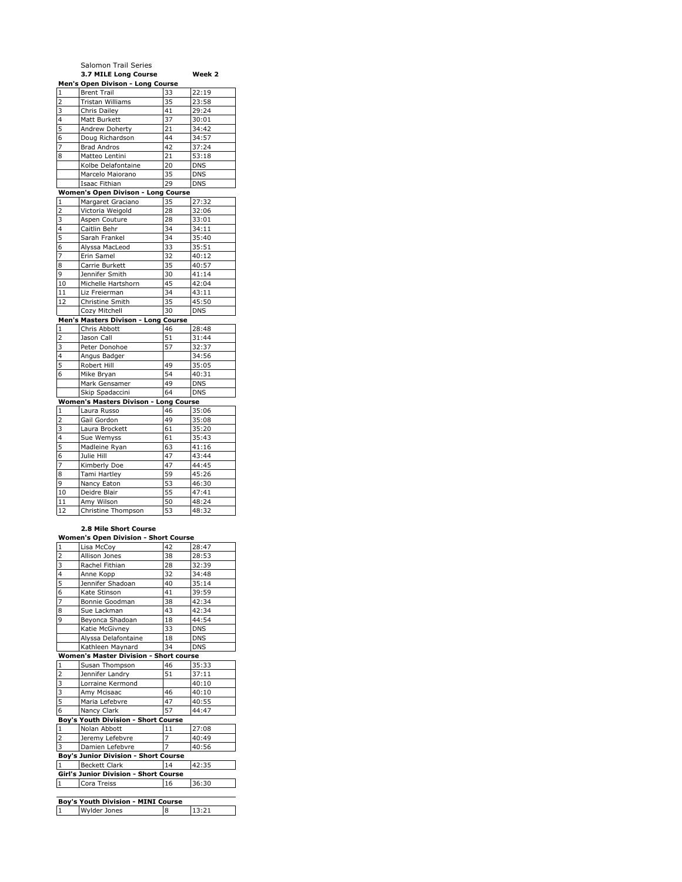Salomon Trail Series

**3.7 MILE Long Course** **Week 2**

**Men's Open Divison - Long Course**

| | | | |
|---|---|---|---|
| 1 | Brent Trail | 33 | 22:19 |
| 2 | Tristan Williams | 35 | 23:58 |
| 3 | Chris Dailey | 41 | 29:24 |
| 4 | Matt Burkett | 37 | 30:01 |
| 5 | Andrew Doherty | 21 | 34:42 |
| 6 | Doug Richardson | 44 | 34:57 |
| 7 | Brad Andros | 42 | 37:24 |
| 8 | Matteo Lentini | 21 | 53:18 |
| | Kolbe Delafontaine | 20 | DNS |
| | Marcelo Maiorano | 35 | DNS |
| | Isaac Fithian | 29 | DNS |

**Women's Open Divison - Long Course**

| | | | |
|---|---|---|---|
| 1 | Margaret Graciano | 35 | 27:32 |
| 2 | Victoria Weigold | 28 | 32:06 |
| 3 | Aspen Couture | 28 | 33:01 |
| 4 | Caitlin Behr | 34 | 34:11 |
| 5 | Sarah Frankel | 34 | 35:40 |
| 6 | Alyssa MacLeod | 33 | 35:51 |
| 7 | Erin Samel | 32 | 40:12 |
| 8 | Carrie Burkett | 35 | 40:57 |
| 9 | Jennifer Smith | 30 | 41:14 |
| 10 | Michelle Hartshorn | 45 | 42:04 |
| 11 | Liz Freierman | 34 | 43:11 |
| 12 | Christine Smith | 35 | 45:50 |
| | Cozy Mitchell | 30 | DNS |

**Men's Masters Divison - Long Course**

| | | | |
|---|---|---|---|
| 1 | Chris Abbott | 46 | 28:48 |
| 2 | Jason Call | 51 | 31:44 |
| 3 | Peter Donohoe | 57 | 32:37 |
| 4 | Angus Badger | | 34:56 |
| 5 | Robert Hill | 49 | 35:05 |
| 6 | Mike Bryan | 54 | 40:31 |
| | Mark Gensamer | 49 | DNS |
| | Skip Spadaccini | 64 | DNS |

**Women's Masters Divison - Long Course**

| | | | |
|---|---|---|---|
| 1 | Laura Russo | 46 | 35:06 |
| 2 | Gail Gordon | 49 | 35:08 |
| 3 | Laura Brockett | 61 | 35:20 |
| 4 | Sue Wemyss | 61 | 35:43 |
| 5 | Madleine Ryan | 63 | 41:16 |
| 6 | Julie Hill | 47 | 43:44 |
| 7 | Kimberly Doe | 47 | 44:45 |
| 8 | Tami Hartley | 59 | 45:26 |
| 9 | Nancy Eaton | 53 | 46:30 |
| 10 | Deidre Blair | 55 | 47:41 |
| 11 | Amy Wilson | 50 | 48:24 |
| 12 | Christine Thompson | 53 | 48:32 |

**2.8 Mile Short Course**

**Women's Open Division - Short Course**

| | | | |
|---|---|---|---|
| 1 | Lisa McCoy | 42 | 28:47 |
| 2 | Allison Jones | 38 | 28:53 |
| 3 | Rachel Fithian | 28 | 32:39 |
| 4 | Anne Kopp | 32 | 34:48 |
| 5 | Jennifer Shadoan | 40 | 35:14 |
| 6 | Kate Stinson | 41 | 39:59 |
| 7 | Bonnie Goodman | 38 | 42:34 |
| 8 | Sue Lackman | 43 | 42:34 |
| 9 | Beyonca Shadoan | 18 | 44:54 |
| | Katie McGivney | 33 | DNS |
| | Alyssa Delafontaine | 18 | DNS |
| | Kathleen Maynard | 34 | DNS |

**Women's Master Division - Short course**

| | | | |
|---|---|---|---|
| 1 | Susan Thompson | 46 | 35:33 |
| 2 | Jennifer Landry | 51 | 37:11 |
| 3 | Lorraine Kermond | | 40:10 |
| 3 | Amy Mcisaac | 46 | 40:10 |
| 5 | Maria Lefebvre | 47 | 40:55 |
| 6 | Nancy Clark | 57 | 44:47 |

**Boy's Youth Division - Short Course**

| | | | |
|---|---|---|---|
| 1 | Nolan Abbott | 11 | 27:08 |
| 2 | Jeremy Lefebvre | 7 | 40:49 |
| 3 | Damien Lefebvre | 7 | 40:56 |

**Boy's Junior Division - Short Course**

| | | | |
|---|---|---|---|
| 1 | Beckett Clark | 14 | 42:35 |

**Girl's Junior Division - Short Course**

| | | | |
|---|---|---|---|
| 1 | Cora Treiss | 16 | 36:30 |

**Boy's Youth Division - MINI Course**

| | | | |
|---|---|---|---|
| 1 | Wylder Jones | 8 | 13:21 |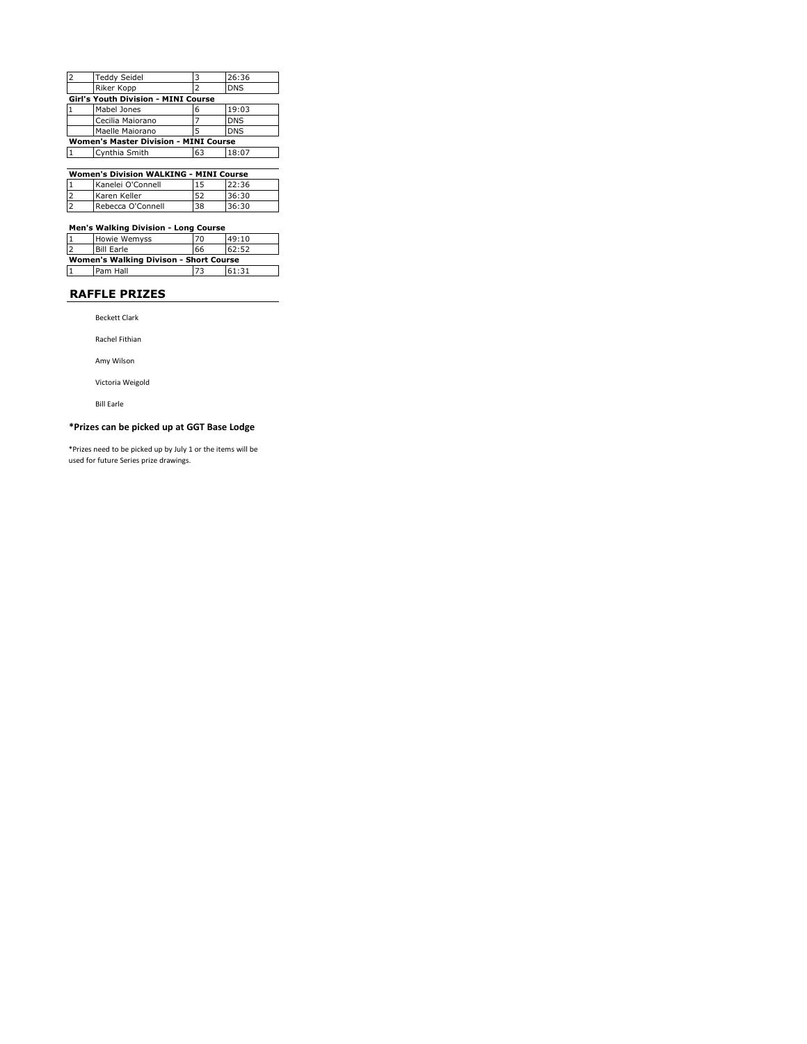| | | | |
|---|---|---|---|
| 2 | Teddy Seidel | 3 | 26:36 |
| | Riker Kopp | 2 | DNS |

**Girl's Youth Division - MINI Course**

| | | | |
|---|---|---|---|
| 1 | Mabel Jones | 6 | 19:03 |
| | Cecilia Maiorano | 7 | DNS |
| | Maelle Maiorano | 5 | DNS |

**Women's Master Division - MINI Course**

| | | | |
|---|---|---|---|
| 1 | Cynthia Smith | 63 | 18:07 |

**Women's Division WALKING - MINI Course**

| | | | |
|---|---|---|---|
| 1 | Kanelei O'Connell | 15 | 22:36 |
| 2 | Karen Keller | 52 | 36:30 |
| 2 | Rebecca O'Connell | 38 | 36:30 |

**Men's Walking Division - Long Course**

| | | | |
|---|---|---|---|
| 1 | Howie Wemyss | 70 | 49:10 |
| 2 | Bill Earle | 66 | 62:52 |

**Women's Walking Divison - Short Course**

| | | | |
|---|---|---|---|
| 1 | Pam Hall | 73 | 61:31 |

## RAFFLE PRIZES

Beckett Clark

Rachel Fithian

Amy Wilson

Victoria Weigold

Bill Earle

**\*Prizes can be picked up at GGT Base Lodge**

\*Prizes need to be picked up by July 1 or the items will be used for future Series prize drawings.